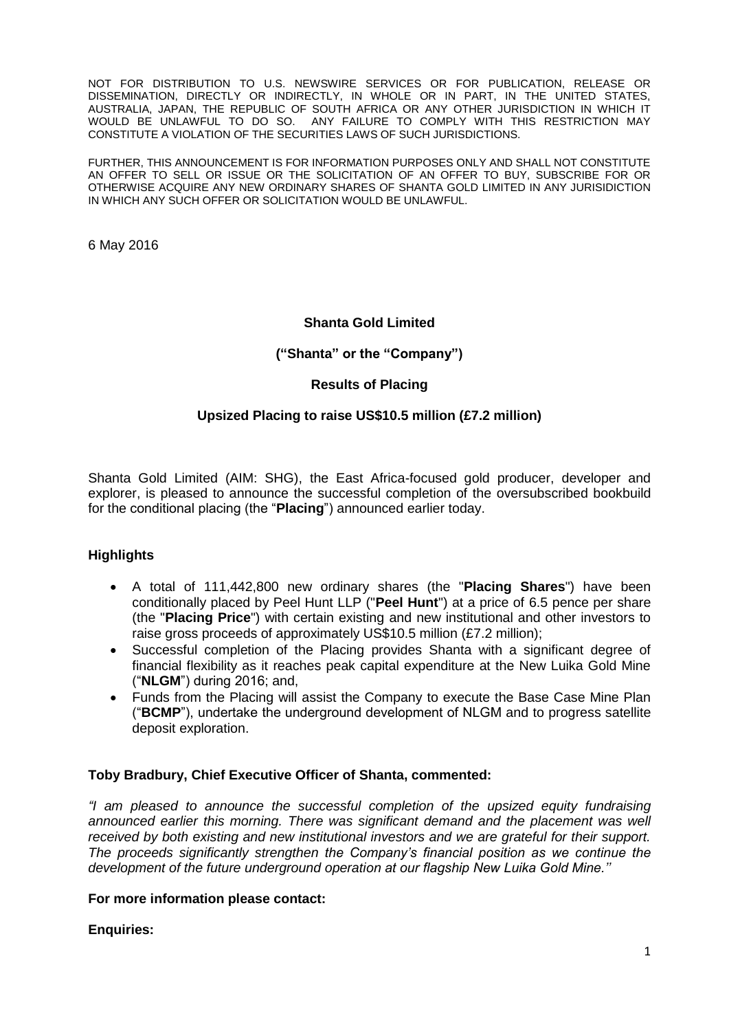NOT FOR DISTRIBUTION TO U.S. NEWSWIRE SERVICES OR FOR PUBLICATION, RELEASE OR DISSEMINATION, DIRECTLY OR INDIRECTLY, IN WHOLE OR IN PART, IN THE UNITED STATES, AUSTRALIA, JAPAN, THE REPUBLIC OF SOUTH AFRICA OR ANY OTHER JURISDICTION IN WHICH IT WOULD BE UNLAWFUL TO DO SO. ANY FAILURE TO COMPLY WITH THIS RESTRICTION MAY CONSTITUTE A VIOLATION OF THE SECURITIES LAWS OF SUCH JURISDICTIONS.

FURTHER, THIS ANNOUNCEMENT IS FOR INFORMATION PURPOSES ONLY AND SHALL NOT CONSTITUTE AN OFFER TO SELL OR ISSUE OR THE SOLICITATION OF AN OFFER TO BUY, SUBSCRIBE FOR OR OTHERWISE ACQUIRE ANY NEW ORDINARY SHARES OF SHANTA GOLD LIMITED IN ANY JURISIDICTION IN WHICH ANY SUCH OFFER OR SOLICITATION WOULD BE UNLAWFUL.

6 May 2016

**Shanta Gold Limited**

**("Shanta" or the "Company")**

**Results of Placing**

**Upsized Placing to raise US$10.5 million (£7.2 million)**

Shanta Gold Limited (AIM: SHG), the East Africa-focused gold producer, developer and explorer, is pleased to announce the successful completion of the oversubscribed bookbuild for the conditional placing (the "**Placing**") announced earlier today.

**Highlights**

- A total of 111,442,800 new ordinary shares (the "**Placing Shares**") have been conditionally placed by Peel Hunt LLP ("**Peel Hunt**") at a price of 6.5 pence per share (the "**Placing Price**") with certain existing and new institutional and other investors to raise gross proceeds of approximately US$10.5 million (£7.2 million);
- Successful completion of the Placing provides Shanta with a significant degree of financial flexibility as it reaches peak capital expenditure at the New Luika Gold Mine ("**NLGM**") during 2016; and,
- Funds from the Placing will assist the Company to execute the Base Case Mine Plan ("**BCMP**"), undertake the underground development of NLGM and to progress satellite deposit exploration.

**Toby Bradbury, Chief Executive Officer of Shanta, commented:**

*"I am pleased to announce the successful completion of the upsized equity fundraising announced earlier this morning. There was significant demand and the placement was well received by both existing and new institutional investors and we are grateful for their support. The proceeds significantly strengthen the Company's financial position as we continue the development of the future underground operation at our flagship New Luika Gold Mine."*

**For more information please contact:**

**Enquiries:**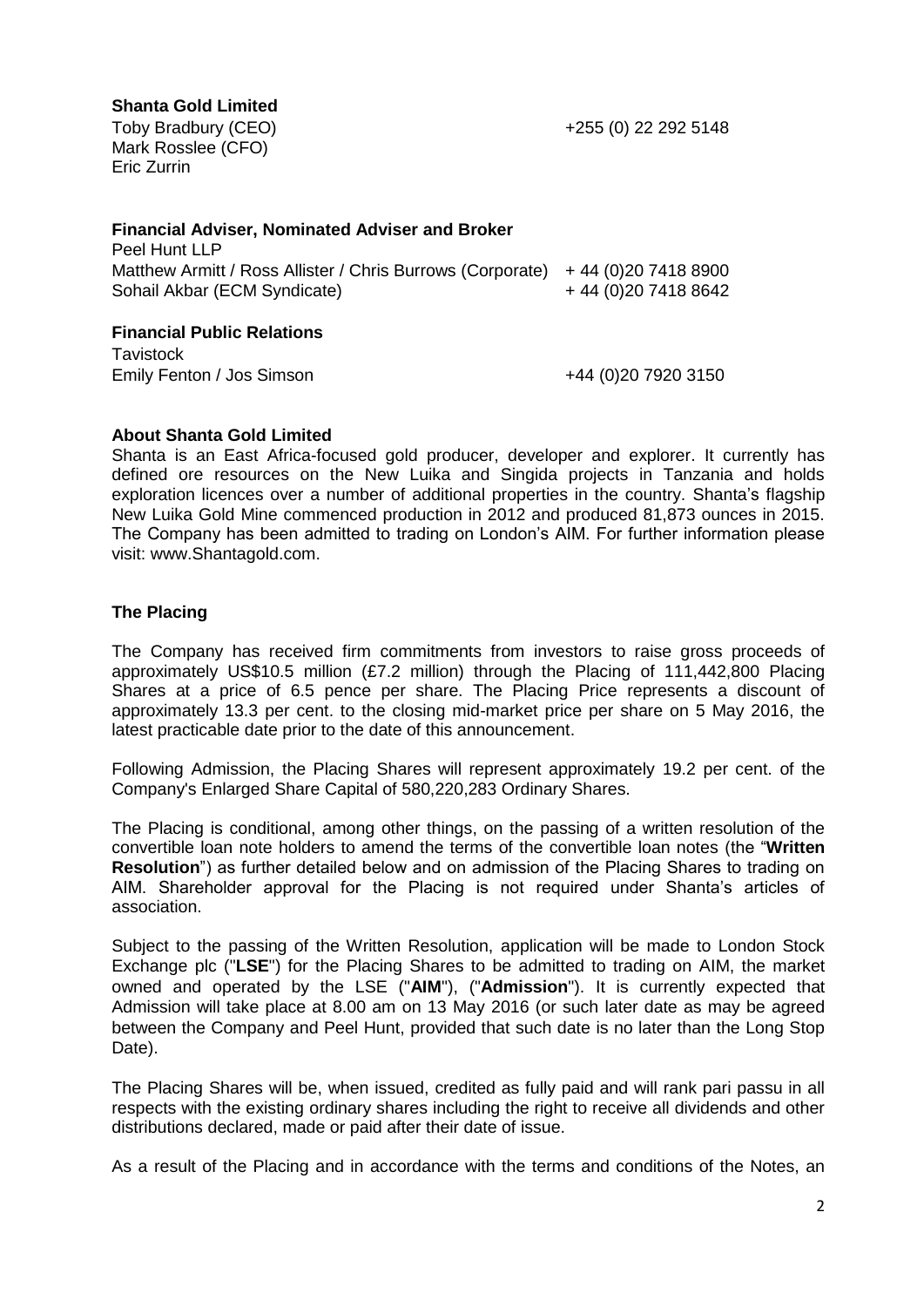**Shanta Gold Limited**

Toby Bradbury (CEO) +255 (0) 22 292 5148
Mark Rosslee (CFO)
Eric Zurrin

**Financial Adviser, Nominated Adviser and Broker**

Peel Hunt LLP
Matthew Armitt / Ross Allister / Chris Burrows (Corporate) + 44 (0)20 7418 8900
Sohail Akbar (ECM Syndicate) + 44 (0)20 7418 8642

**Financial Public Relations**

Tavistock
Emily Fenton / Jos Simson +44 (0)20 7920 3150

**About Shanta Gold Limited**

Shanta is an East Africa-focused gold producer, developer and explorer. It currently has defined ore resources on the New Luika and Singida projects in Tanzania and holds exploration licences over a number of additional properties in the country. Shanta's flagship New Luika Gold Mine commenced production in 2012 and produced 81,873 ounces in 2015. The Company has been admitted to trading on London's AIM. For further information please visit: www.Shantagold.com.

**The Placing**

The Company has received firm commitments from investors to raise gross proceeds of approximately US$10.5 million (£7.2 million) through the Placing of 111,442,800 Placing Shares at a price of 6.5 pence per share. The Placing Price represents a discount of approximately 13.3 per cent. to the closing mid-market price per share on 5 May 2016, the latest practicable date prior to the date of this announcement.

Following Admission, the Placing Shares will represent approximately 19.2 per cent. of the Company's Enlarged Share Capital of 580,220,283 Ordinary Shares.

The Placing is conditional, among other things, on the passing of a written resolution of the convertible loan note holders to amend the terms of the convertible loan notes (the "**Written Resolution**") as further detailed below and on admission of the Placing Shares to trading on AIM. Shareholder approval for the Placing is not required under Shanta's articles of association.

Subject to the passing of the Written Resolution, application will be made to London Stock Exchange plc ("**LSE**") for the Placing Shares to be admitted to trading on AIM, the market owned and operated by the LSE ("**AIM**"), ("**Admission**"). It is currently expected that Admission will take place at 8.00 am on 13 May 2016 (or such later date as may be agreed between the Company and Peel Hunt, provided that such date is no later than the Long Stop Date).

The Placing Shares will be, when issued, credited as fully paid and will rank pari passu in all respects with the existing ordinary shares including the right to receive all dividends and other distributions declared, made or paid after their date of issue.

As a result of the Placing and in accordance with the terms and conditions of the Notes, an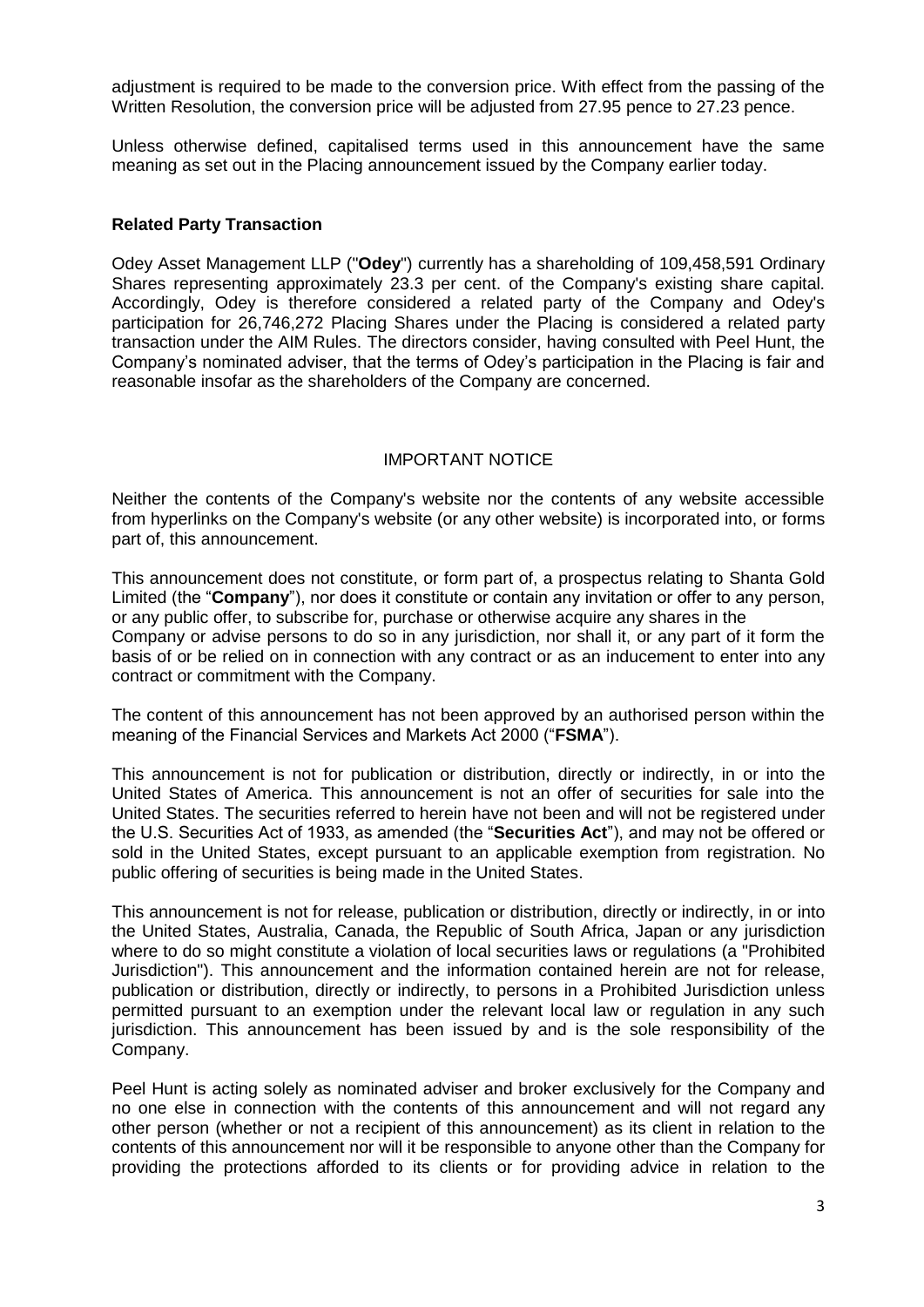adjustment is required to be made to the conversion price. With effect from the passing of the Written Resolution, the conversion price will be adjusted from 27.95 pence to 27.23 pence.

Unless otherwise defined, capitalised terms used in this announcement have the same meaning as set out in the Placing announcement issued by the Company earlier today.

**Related Party Transaction**

Odey Asset Management LLP ("**Odey**") currently has a shareholding of 109,458,591 Ordinary Shares representing approximately 23.3 per cent. of the Company's existing share capital. Accordingly, Odey is therefore considered a related party of the Company and Odey's participation for 26,746,272 Placing Shares under the Placing is considered a related party transaction under the AIM Rules. The directors consider, having consulted with Peel Hunt, the Company's nominated adviser, that the terms of Odey's participation in the Placing is fair and reasonable insofar as the shareholders of the Company are concerned.

IMPORTANT NOTICE

Neither the contents of the Company's website nor the contents of any website accessible from hyperlinks on the Company's website (or any other website) is incorporated into, or forms part of, this announcement.

This announcement does not constitute, or form part of, a prospectus relating to Shanta Gold Limited (the "**Company**"), nor does it constitute or contain any invitation or offer to any person, or any public offer, to subscribe for, purchase or otherwise acquire any shares in the Company or advise persons to do so in any jurisdiction, nor shall it, or any part of it form the basis of or be relied on in connection with any contract or as an inducement to enter into any contract or commitment with the Company.

The content of this announcement has not been approved by an authorised person within the meaning of the Financial Services and Markets Act 2000 ("**FSMA**").

This announcement is not for publication or distribution, directly or indirectly, in or into the United States of America. This announcement is not an offer of securities for sale into the United States. The securities referred to herein have not been and will not be registered under the U.S. Securities Act of 1933, as amended (the "**Securities Act**"), and may not be offered or sold in the United States, except pursuant to an applicable exemption from registration. No public offering of securities is being made in the United States.

This announcement is not for release, publication or distribution, directly or indirectly, in or into the United States, Australia, Canada, the Republic of South Africa, Japan or any jurisdiction where to do so might constitute a violation of local securities laws or regulations (a "Prohibited Jurisdiction"). This announcement and the information contained herein are not for release, publication or distribution, directly or indirectly, to persons in a Prohibited Jurisdiction unless permitted pursuant to an exemption under the relevant local law or regulation in any such jurisdiction. This announcement has been issued by and is the sole responsibility of the Company.

Peel Hunt is acting solely as nominated adviser and broker exclusively for the Company and no one else in connection with the contents of this announcement and will not regard any other person (whether or not a recipient of this announcement) as its client in relation to the contents of this announcement nor will it be responsible to anyone other than the Company for providing the protections afforded to its clients or for providing advice in relation to the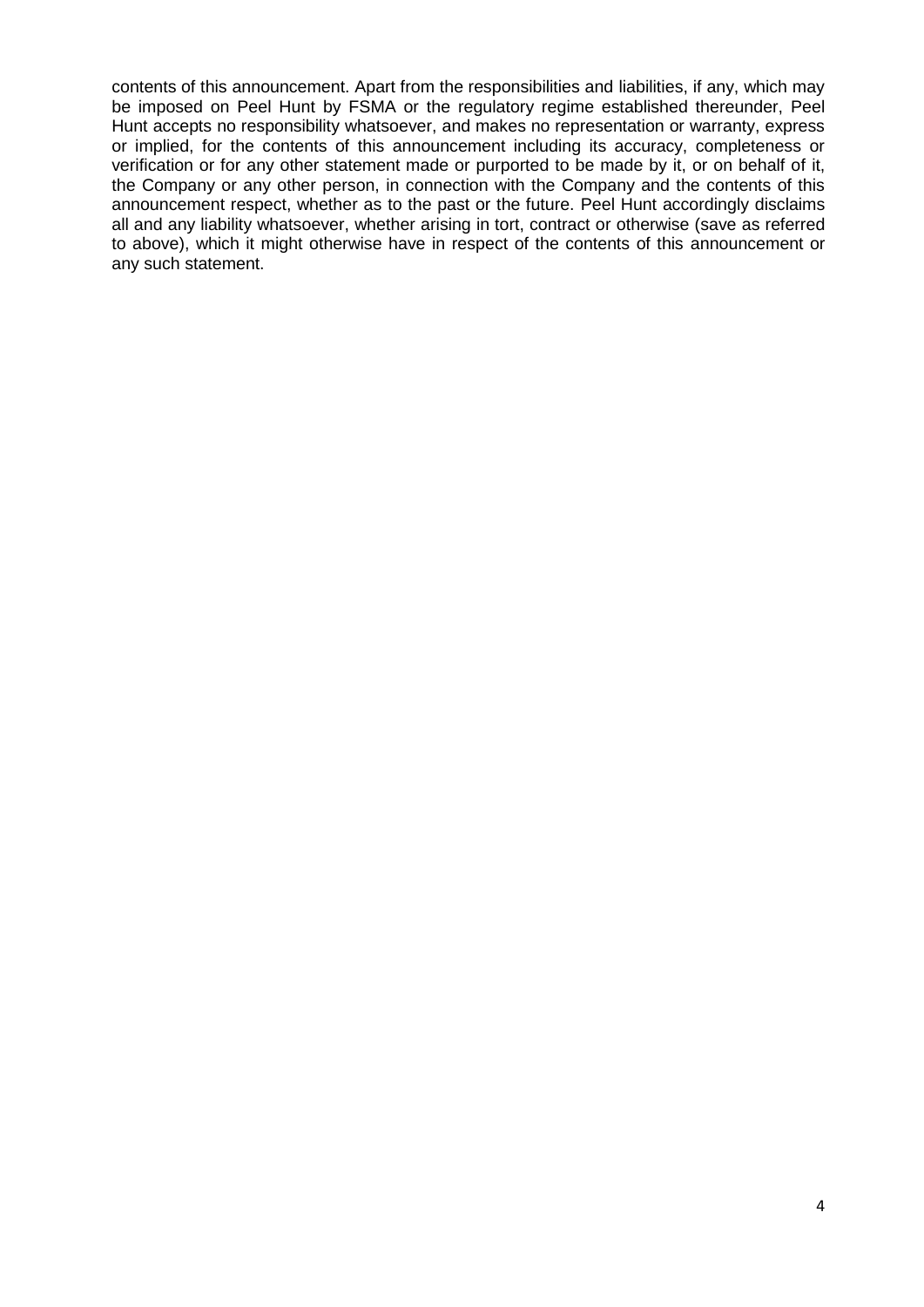contents of this announcement. Apart from the responsibilities and liabilities, if any, which may be imposed on Peel Hunt by FSMA or the regulatory regime established thereunder, Peel Hunt accepts no responsibility whatsoever, and makes no representation or warranty, express or implied, for the contents of this announcement including its accuracy, completeness or verification or for any other statement made or purported to be made by it, or on behalf of it, the Company or any other person, in connection with the Company and the contents of this announcement respect, whether as to the past or the future. Peel Hunt accordingly disclaims all and any liability whatsoever, whether arising in tort, contract or otherwise (save as referred to above), which it might otherwise have in respect of the contents of this announcement or any such statement.